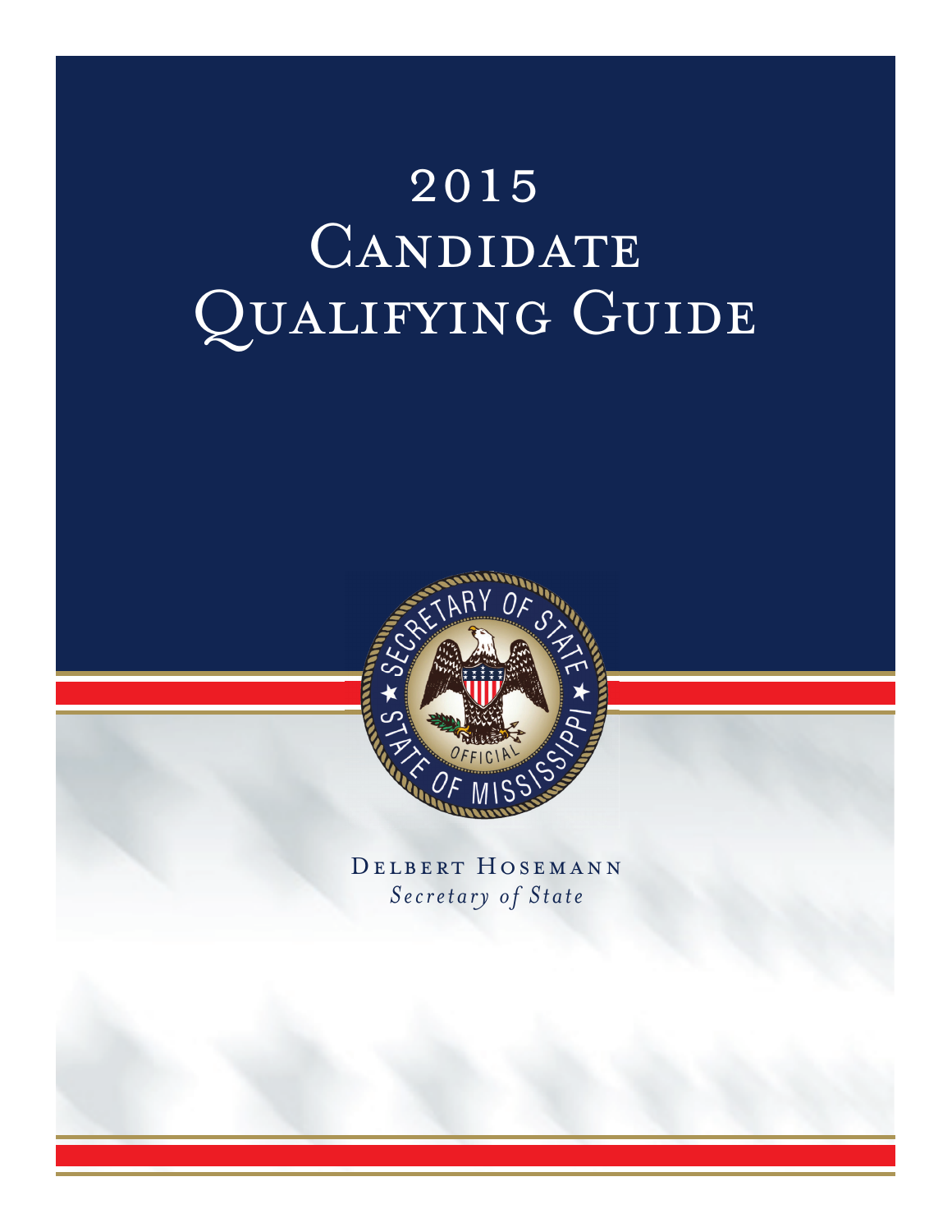# 2015 Candidate Qualifying Guide

Delbert Hosemann

*Secretary of State*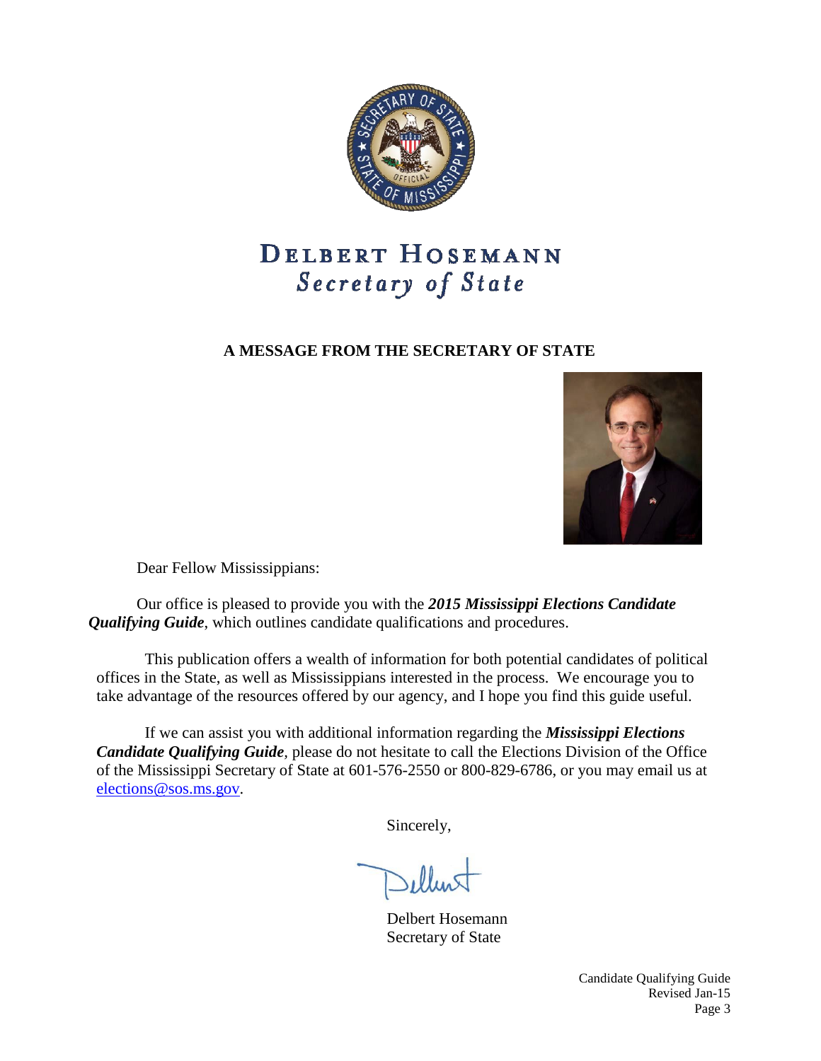# DELBERT HOSEMANN
## *Secretary of State*

### A MESSAGE FROM THE SECRETARY OF STATE

Dear Fellow Mississippians:

Our office is pleased to provide you with the ***2015 Mississippi Elections Candidate Qualifying Guide***, which outlines candidate qualifications and procedures.

This publication offers a wealth of information for both potential candidates of political offices in the State, as well as Mississippians interested in the process. We encourage you to take advantage of the resources offered by our agency, and I hope you find this guide useful.

If we can assist you with additional information regarding the ***Mississippi Elections Candidate Qualifying Guide***, please do not hesitate to call the Elections Division of the Office of the Mississippi Secretary of State at 601-576-2550 or 800-829-6786, or you may email us at elections@sos.ms.gov.

Sincerely,

Delbert Hosemann
Secretary of State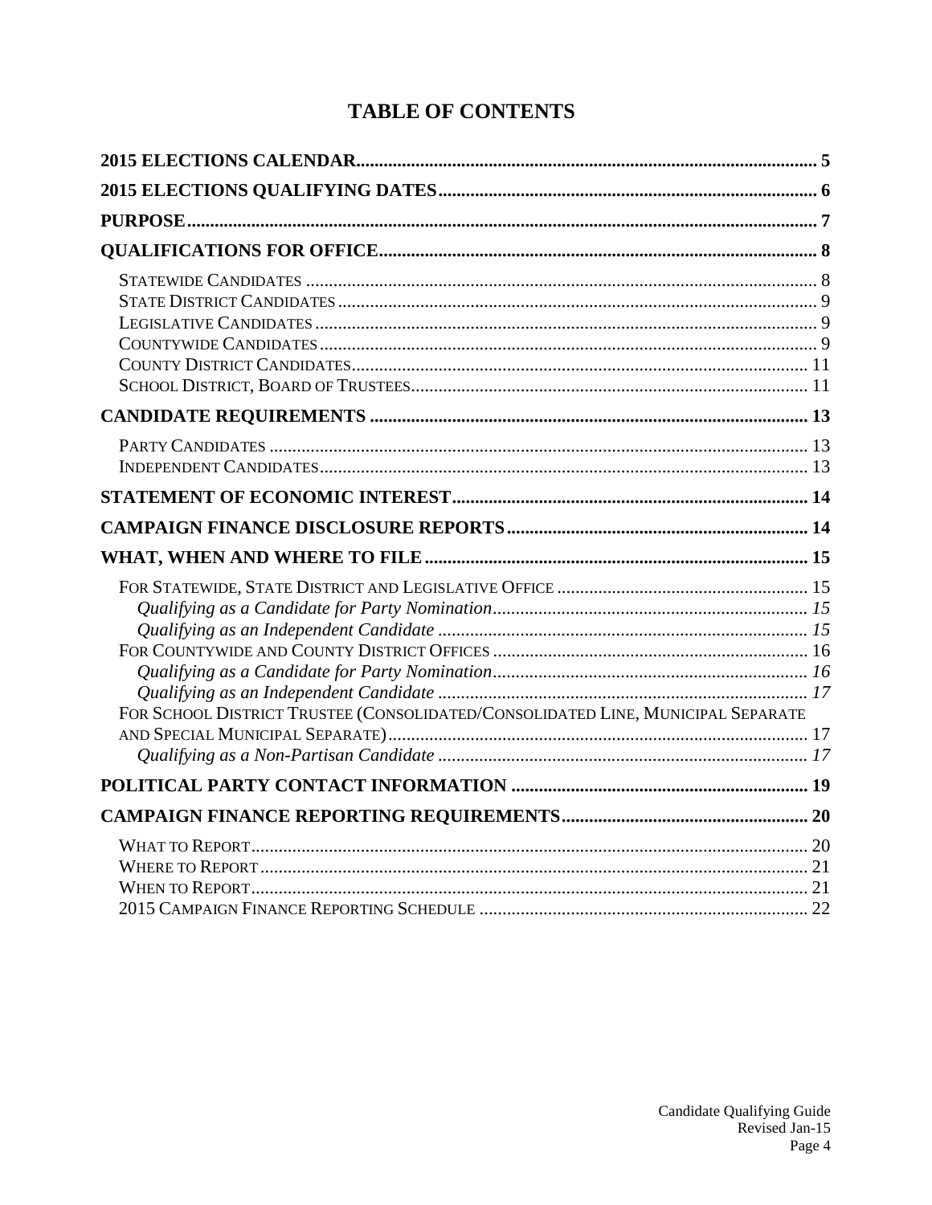# TABLE OF CONTENTS

**2015 ELECTIONS CALENDAR** .................................................................................................... 5

**2015 ELECTIONS QUALIFYING DATES** ................................................................................. 6

**PURPOSE** ........................................................................................................................................ 7

**QUALIFICATIONS FOR OFFICE** .............................................................................................. 8

- Statewide Candidates ............................................................................................................. 8
- State District Candidates ....................................................................................................... 9
- Legislative Candidates ........................................................................................................... 9
- Countywide Candidates .......................................................................................................... 9
- County District Candidates .................................................................................................. 11
- School District, Board of Trustees ...................................................................................... 11

**CANDIDATE REQUIREMENTS** ............................................................................................... 13

- Party Candidates .................................................................................................................... 13
- Independent Candidates ....................................................................................................... 13

**STATEMENT OF ECONOMIC INTEREST** ............................................................................. 14

**CAMPAIGN FINANCE DISCLOSURE REPORTS** ................................................................. 14

**WHAT, WHEN AND WHERE TO FILE** .................................................................................... 15

- For Statewide, State District and Legislative Office ...................................................... 15
  - *Qualifying as a Candidate for Party Nomination* ......................................................... 15
  - *Qualifying as an Independent Candidate* ..................................................................... 15
- For Countywide and County District Offices .................................................................... 16
  - *Qualifying as a Candidate for Party Nomination* ......................................................... 16
  - *Qualifying as an Independent Candidate* ..................................................................... 17
- For School District Trustee (Consolidated/Consolidated Line, Municipal Separate and Special Municipal Separate) ........................................................................................... 17
  - *Qualifying as a Non-Partisan Candidate* ...................................................................... 17

**POLITICAL PARTY CONTACT INFORMATION** ................................................................. 19

**CAMPAIGN FINANCE REPORTING REQUIREMENTS** ...................................................... 20

- What to Report ........................................................................................................................ 20
- Where to Report ...................................................................................................................... 21
- When to Report ........................................................................................................................ 21
- 2015 Campaign Finance Reporting Schedule ....................................................................... 22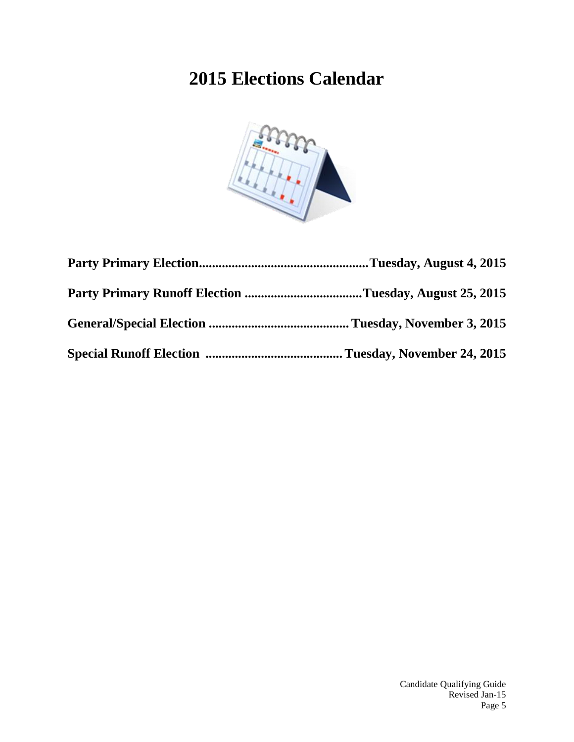# 2015 Elections Calendar

**Party Primary Election....................................................Tuesday, August 4, 2015**

**Party Primary Runoff Election ....................................Tuesday, August 25, 2015**

**General/Special Election ........................................... Tuesday, November 3, 2015**

**Special Runoff Election .......................................... Tuesday, November 24, 2015**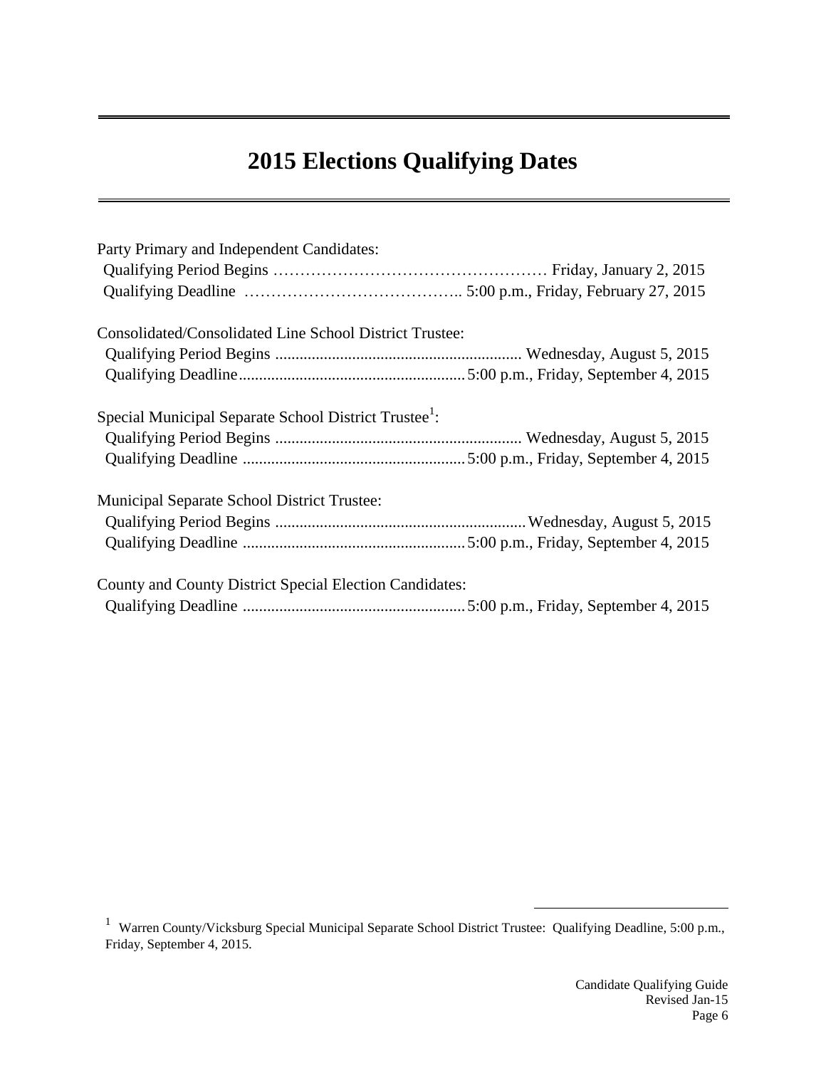# 2015 Elections Qualifying Dates

Party Primary and Independent Candidates:
Qualifying Period Begins …………………………………………… Friday, January 2, 2015
Qualifying Deadline ………………………………….. 5:00 p.m., Friday, February 27, 2015

Consolidated/Consolidated Line School District Trustee:
Qualifying Period Begins ............................................................ Wednesday, August 5, 2015
Qualifying Deadline........................................................ 5:00 p.m., Friday, September 4, 2015

Special Municipal Separate School District Trustee[1]:
Qualifying Period Begins ............................................................ Wednesday, August 5, 2015
Qualifying Deadline ....................................................... 5:00 p.m., Friday, September 4, 2015

Municipal Separate School District Trustee:
Qualifying Period Begins ............................................................ Wednesday, August 5, 2015
Qualifying Deadline ....................................................... 5:00 p.m., Friday, September 4, 2015

County and County District Special Election Candidates:
Qualifying Deadline ....................................................... 5:00 p.m., Friday, September 4, 2015

[1] Warren County/Vicksburg Special Municipal Separate School District Trustee: Qualifying Deadline, 5:00 p.m., Friday, September 4, 2015.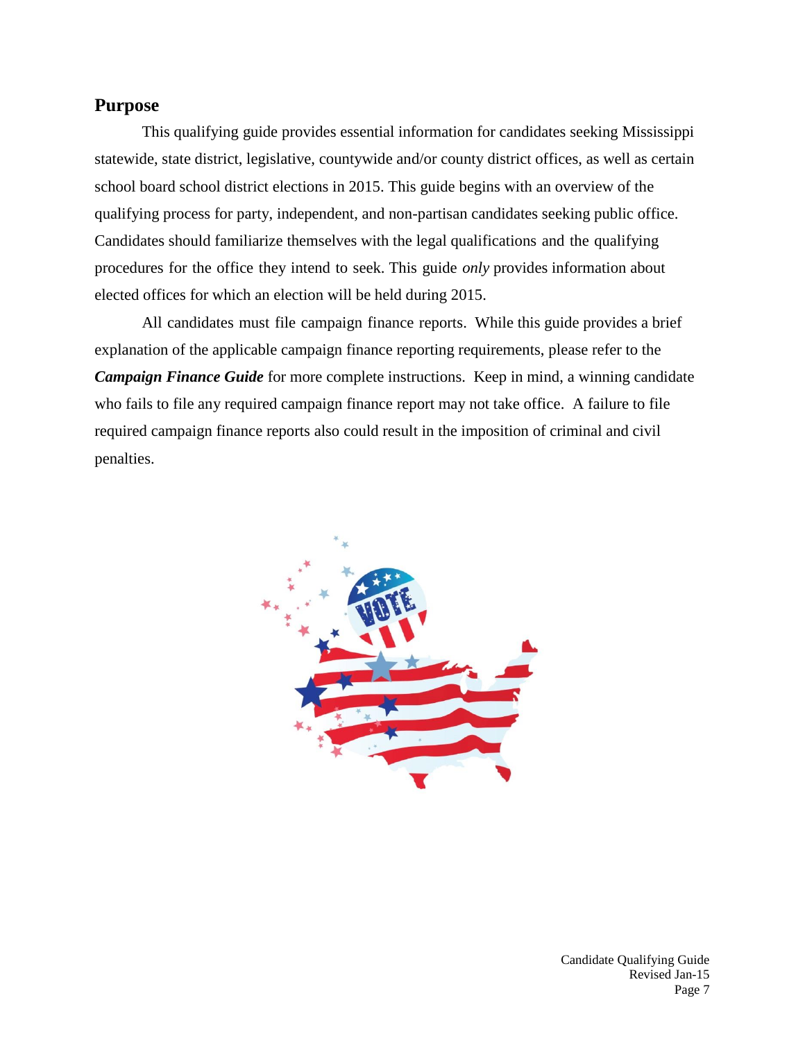## Purpose

This qualifying guide provides essential information for candidates seeking Mississippi statewide, state district, legislative, countywide and/or county district offices, as well as certain school board school district elections in 2015. This guide begins with an overview of the qualifying process for party, independent, and non-partisan candidates seeking public office. Candidates should familiarize themselves with the legal qualifications and the qualifying procedures for the office they intend to seek. This guide *only* provides information about elected offices for which an election will be held during 2015.

All candidates must file campaign finance reports. While this guide provides a brief explanation of the applicable campaign finance reporting requirements, please refer to the ***Campaign Finance Guide*** for more complete instructions. Keep in mind, a winning candidate who fails to file any required campaign finance report may not take office. A failure to file required campaign finance reports also could result in the imposition of criminal and civil penalties.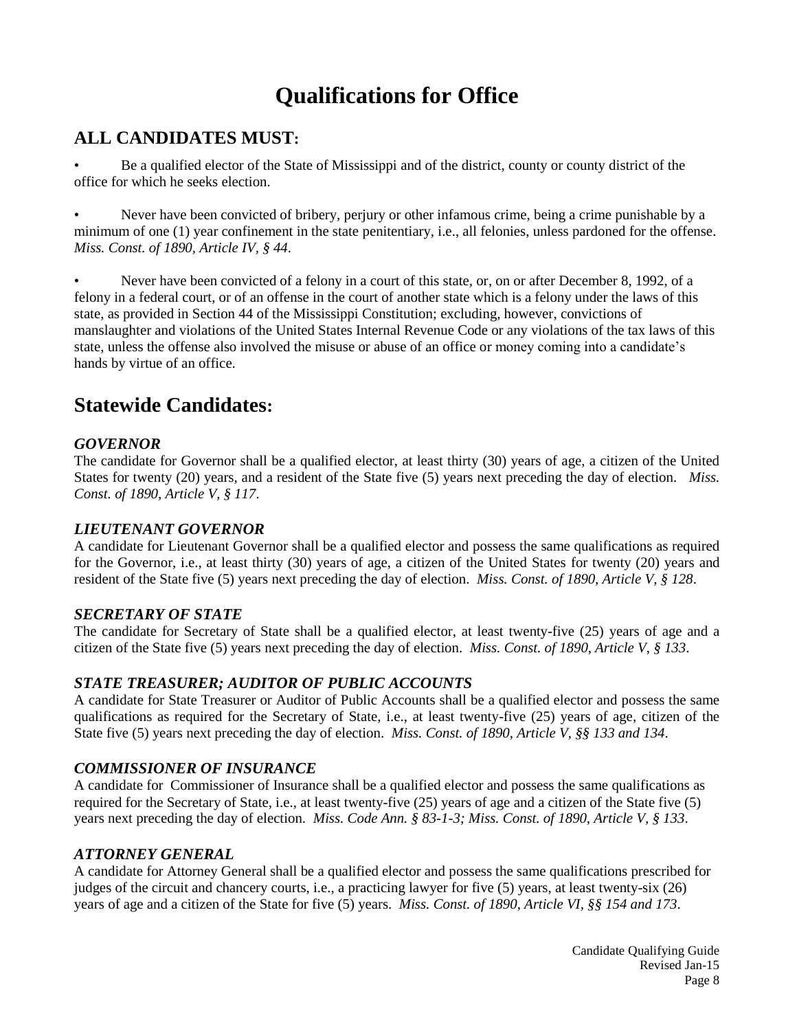# Qualifications for Office

## ALL CANDIDATES MUST:

- Be a qualified elector of the State of Mississippi and of the district, county or county district of the office for which he seeks election.

- Never have been convicted of bribery, perjury or other infamous crime, being a crime punishable by a minimum of one (1) year confinement in the state penitentiary, i.e., all felonies, unless pardoned for the offense. *Miss. Const. of 1890, Article IV, § 44*.

- Never have been convicted of a felony in a court of this state, or, on or after December 8, 1992, of a felony in a federal court, or of an offense in the court of another state which is a felony under the laws of this state, as provided in Section 44 of the Mississippi Constitution; excluding, however, convictions of manslaughter and violations of the United States Internal Revenue Code or any violations of the tax laws of this state, unless the offense also involved the misuse or abuse of an office or money coming into a candidate's hands by virtue of an office.

## Statewide Candidates:

### *GOVERNOR*

The candidate for Governor shall be a qualified elector, at least thirty (30) years of age, a citizen of the United States for twenty (20) years, and a resident of the State five (5) years next preceding the day of election. *Miss. Const. of 1890, Article V, § 117*.

### *LIEUTENANT GOVERNOR*

A candidate for Lieutenant Governor shall be a qualified elector and possess the same qualifications as required for the Governor, i.e., at least thirty (30) years of age, a citizen of the United States for twenty (20) years and resident of the State five (5) years next preceding the day of election. *Miss. Const. of 1890, Article V, § 128*.

### *SECRETARY OF STATE*

The candidate for Secretary of State shall be a qualified elector, at least twenty-five (25) years of age and a citizen of the State five (5) years next preceding the day of election. *Miss. Const. of 1890, Article V, § 133*.

### *STATE TREASURER; AUDITOR OF PUBLIC ACCOUNTS*

A candidate for State Treasurer or Auditor of Public Accounts shall be a qualified elector and possess the same qualifications as required for the Secretary of State, i.e., at least twenty-five (25) years of age, citizen of the State five (5) years next preceding the day of election. *Miss. Const. of 1890, Article V, §§ 133 and 134*.

### *COMMISSIONER OF INSURANCE*

A candidate for Commissioner of Insurance shall be a qualified elector and possess the same qualifications as required for the Secretary of State, i.e., at least twenty-five (25) years of age and a citizen of the State five (5) years next preceding the day of election. *Miss. Code Ann. § 83-1-3; Miss. Const. of 1890, Article V, § 133*.

### *ATTORNEY GENERAL*

A candidate for Attorney General shall be a qualified elector and possess the same qualifications prescribed for judges of the circuit and chancery courts, i.e., a practicing lawyer for five (5) years, at least twenty-six (26) years of age and a citizen of the State for five (5) years. *Miss. Const. of 1890, Article VI, §§ 154 and 173*.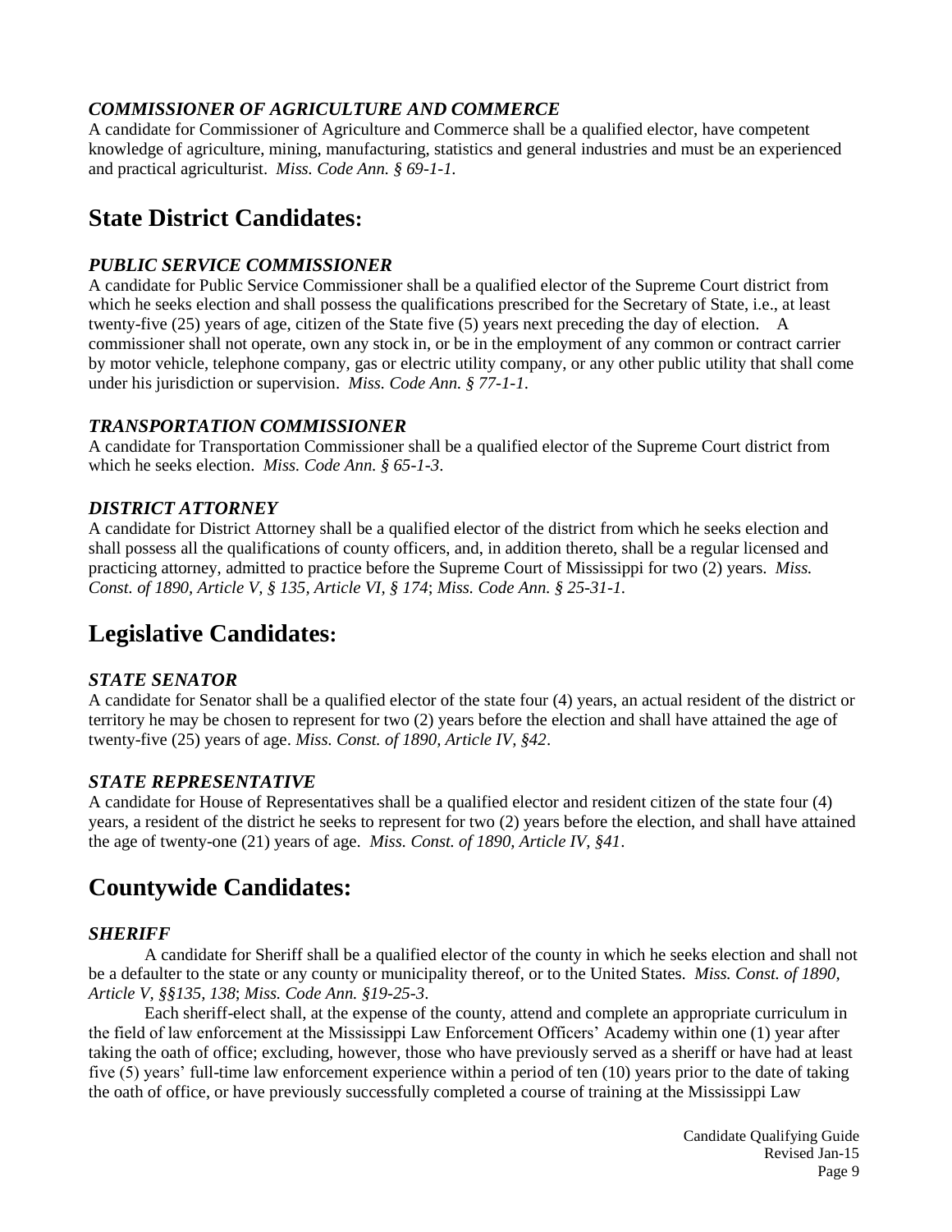### *COMMISSIONER OF AGRICULTURE AND COMMERCE*

A candidate for Commissioner of Agriculture and Commerce shall be a qualified elector, have competent knowledge of agriculture, mining, manufacturing, statistics and general industries and must be an experienced and practical agriculturist. *Miss. Code Ann. § 69-1-1.*

## State District Candidates:

### *PUBLIC SERVICE COMMISSIONER*

A candidate for Public Service Commissioner shall be a qualified elector of the Supreme Court district from which he seeks election and shall possess the qualifications prescribed for the Secretary of State, i.e., at least twenty-five (25) years of age, citizen of the State five (5) years next preceding the day of election. A commissioner shall not operate, own any stock in, or be in the employment of any common or contract carrier by motor vehicle, telephone company, gas or electric utility company, or any other public utility that shall come under his jurisdiction or supervision. *Miss. Code Ann. § 77-1-1.*

### *TRANSPORTATION COMMISSIONER*

A candidate for Transportation Commissioner shall be a qualified elector of the Supreme Court district from which he seeks election. *Miss. Code Ann. § 65-1-3.*

### *DISTRICT ATTORNEY*

A candidate for District Attorney shall be a qualified elector of the district from which he seeks election and shall possess all the qualifications of county officers, and, in addition thereto, shall be a regular licensed and practicing attorney, admitted to practice before the Supreme Court of Mississippi for two (2) years. *Miss. Const. of 1890, Article V, § 135, Article VI, § 174*; *Miss. Code Ann. § 25-31-1.*

## Legislative Candidates:

### *STATE SENATOR*

A candidate for Senator shall be a qualified elector of the state four (4) years, an actual resident of the district or territory he may be chosen to represent for two (2) years before the election and shall have attained the age of twenty-five (25) years of age. *Miss. Const. of 1890, Article IV, §42.*

### *STATE REPRESENTATIVE*

A candidate for House of Representatives shall be a qualified elector and resident citizen of the state four (4) years, a resident of the district he seeks to represent for two (2) years before the election, and shall have attained the age of twenty-one (21) years of age. *Miss. Const. of 1890, Article IV, §41.*

## Countywide Candidates:

### *SHERIFF*

A candidate for Sheriff shall be a qualified elector of the county in which he seeks election and shall not be a defaulter to the state or any county or municipality thereof, or to the United States. *Miss. Const. of 1890, Article V, §§135, 138*; *Miss. Code Ann. §19-25-3.*

Each sheriff-elect shall, at the expense of the county, attend and complete an appropriate curriculum in the field of law enforcement at the Mississippi Law Enforcement Officers' Academy within one (1) year after taking the oath of office; excluding, however, those who have previously served as a sheriff or have had at least five (5) years' full-time law enforcement experience within a period of ten (10) years prior to the date of taking the oath of office, or have previously successfully completed a course of training at the Mississippi Law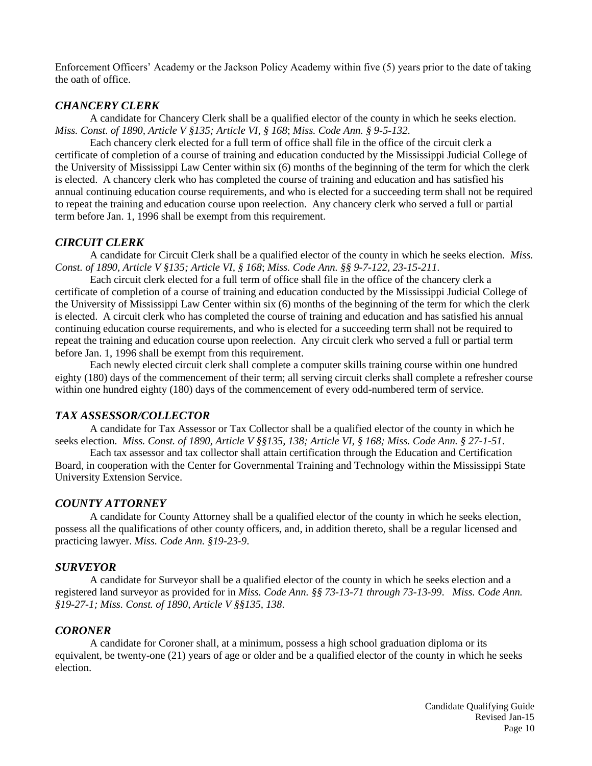Enforcement Officers' Academy or the Jackson Policy Academy within five (5) years prior to the date of taking the oath of office.

### *CHANCERY CLERK*

A candidate for Chancery Clerk shall be a qualified elector of the county in which he seeks election. *Miss. Const. of 1890, Article V §135; Article VI, § 168*; *Miss. Code Ann. § 9-5-132*.

Each chancery clerk elected for a full term of office shall file in the office of the circuit clerk a certificate of completion of a course of training and education conducted by the Mississippi Judicial College of the University of Mississippi Law Center within six (6) months of the beginning of the term for which the clerk is elected. A chancery clerk who has completed the course of training and education and has satisfied his annual continuing education course requirements, and who is elected for a succeeding term shall not be required to repeat the training and education course upon reelection. Any chancery clerk who served a full or partial term before Jan. 1, 1996 shall be exempt from this requirement.

### *CIRCUIT CLERK*

A candidate for Circuit Clerk shall be a qualified elector of the county in which he seeks election. *Miss. Const. of 1890, Article V §135; Article VI, § 168*; *Miss. Code Ann. §§ 9-7-122, 23-15-211*.

Each circuit clerk elected for a full term of office shall file in the office of the chancery clerk a certificate of completion of a course of training and education conducted by the Mississippi Judicial College of the University of Mississippi Law Center within six (6) months of the beginning of the term for which the clerk is elected. A circuit clerk who has completed the course of training and education and has satisfied his annual continuing education course requirements, and who is elected for a succeeding term shall not be required to repeat the training and education course upon reelection. Any circuit clerk who served a full or partial term before Jan. 1, 1996 shall be exempt from this requirement.

Each newly elected circuit clerk shall complete a computer skills training course within one hundred eighty (180) days of the commencement of their term; all serving circuit clerks shall complete a refresher course within one hundred eighty (180) days of the commencement of every odd-numbered term of service.

### *TAX ASSESSOR/COLLECTOR*

A candidate for Tax Assessor or Tax Collector shall be a qualified elector of the county in which he seeks election. *Miss. Const. of 1890, Article V §§135, 138; Article VI, § 168; Miss. Code Ann. § 27-1-51*.

Each tax assessor and tax collector shall attain certification through the Education and Certification Board, in cooperation with the Center for Governmental Training and Technology within the Mississippi State University Extension Service.

### *COUNTY ATTORNEY*

A candidate for County Attorney shall be a qualified elector of the county in which he seeks election, possess all the qualifications of other county officers, and, in addition thereto, shall be a regular licensed and practicing lawyer. *Miss. Code Ann. §19-23-9*.

### *SURVEYOR*

A candidate for Surveyor shall be a qualified elector of the county in which he seeks election and a registered land surveyor as provided for in *Miss. Code Ann. §§ 73-13-71 through 73-13-99*. *Miss. Code Ann. §19-27-1; Miss. Const. of 1890, Article V §§135, 138*.

### *CORONER*

A candidate for Coroner shall, at a minimum, possess a high school graduation diploma or its equivalent, be twenty-one (21) years of age or older and be a qualified elector of the county in which he seeks election.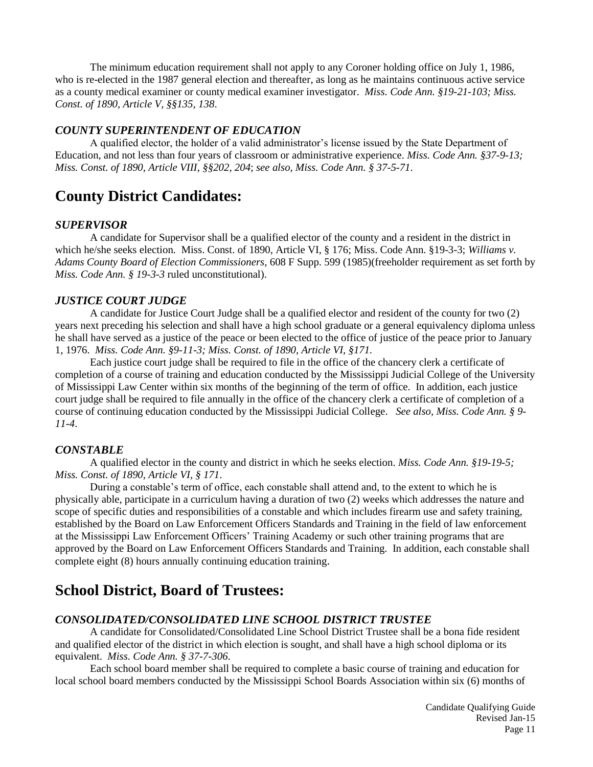The minimum education requirement shall not apply to any Coroner holding office on July 1, 1986, who is re-elected in the 1987 general election and thereafter, as long as he maintains continuous active service as a county medical examiner or county medical examiner investigator. *Miss. Code Ann. §19-21-103; Miss. Const. of 1890, Article V, §§135, 138*.

### *COUNTY SUPERINTENDENT OF EDUCATION*

A qualified elector, the holder of a valid administrator's license issued by the State Department of Education, and not less than four years of classroom or administrative experience. *Miss. Code Ann. §37-9-13; Miss. Const. of 1890, Article VIII, §§202, 204*; *see also, Miss. Code Ann. § 37-5-71*.

## County District Candidates:

### *SUPERVISOR*

A candidate for Supervisor shall be a qualified elector of the county and a resident in the district in which he/she seeks election. Miss. Const. of 1890, Article VI, § 176; Miss. Code Ann. §19-3-3; *Williams v. Adams County Board of Election Commissioners,* 608 F Supp. 599 (1985)(freeholder requirement as set forth by *Miss. Code Ann. § 19-3-3* ruled unconstitutional).

### *JUSTICE COURT JUDGE*

A candidate for Justice Court Judge shall be a qualified elector and resident of the county for two (2) years next preceding his selection and shall have a high school graduate or a general equivalency diploma unless he shall have served as a justice of the peace or been elected to the office of justice of the peace prior to January 1, 1976. *Miss. Code Ann. §9-11-3; Miss. Const. of 1890, Article VI, §171.*

Each justice court judge shall be required to file in the office of the chancery clerk a certificate of completion of a course of training and education conducted by the Mississippi Judicial College of the University of Mississippi Law Center within six months of the beginning of the term of office. In addition, each justice court judge shall be required to file annually in the office of the chancery clerk a certificate of completion of a course of continuing education conducted by the Mississippi Judicial College. *See also, Miss. Code Ann. § 9-11-4*.

### *CONSTABLE*

A qualified elector in the county and district in which he seeks election. *Miss. Code Ann. §19-19-5; Miss. Const. of 1890, Article VI, § 171*.

During a constable's term of office, each constable shall attend and, to the extent to which he is physically able, participate in a curriculum having a duration of two (2) weeks which addresses the nature and scope of specific duties and responsibilities of a constable and which includes firearm use and safety training, established by the Board on Law Enforcement Officers Standards and Training in the field of law enforcement at the Mississippi Law Enforcement Officers' Training Academy or such other training programs that are approved by the Board on Law Enforcement Officers Standards and Training. In addition, each constable shall complete eight (8) hours annually continuing education training.

## School District, Board of Trustees:

### *CONSOLIDATED/CONSOLIDATED LINE SCHOOL DISTRICT TRUSTEE*

A candidate for Consolidated/Consolidated Line School District Trustee shall be a bona fide resident and qualified elector of the district in which election is sought, and shall have a high school diploma or its equivalent. *Miss. Code Ann. § 37-7-306.*

Each school board member shall be required to complete a basic course of training and education for local school board members conducted by the Mississippi School Boards Association within six (6) months of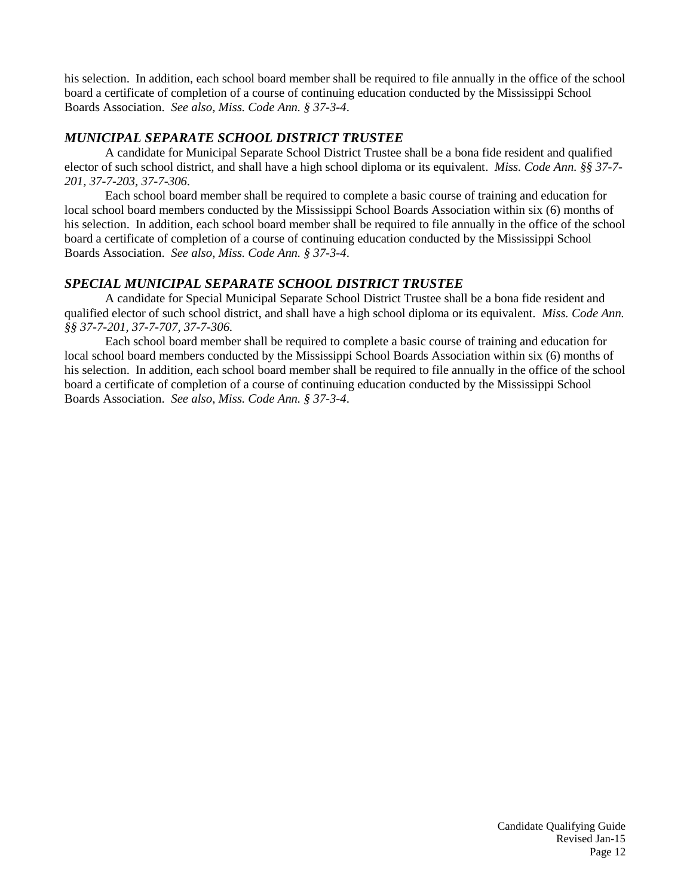his selection. In addition, each school board member shall be required to file annually in the office of the school board a certificate of completion of a course of continuing education conducted by the Mississippi School Boards Association. *See also, Miss. Code Ann. § 37-3-4*.

### *MUNICIPAL SEPARATE SCHOOL DISTRICT TRUSTEE*

A candidate for Municipal Separate School District Trustee shall be a bona fide resident and qualified elector of such school district, and shall have a high school diploma or its equivalent. *Miss. Code Ann. §§ 37-7-201, 37-7-203, 37-7-306*.

Each school board member shall be required to complete a basic course of training and education for local school board members conducted by the Mississippi School Boards Association within six (6) months of his selection. In addition, each school board member shall be required to file annually in the office of the school board a certificate of completion of a course of continuing education conducted by the Mississippi School Boards Association. *See also, Miss. Code Ann. § 37-3-4*.

### *SPECIAL MUNICIPAL SEPARATE SCHOOL DISTRICT TRUSTEE*

A candidate for Special Municipal Separate School District Trustee shall be a bona fide resident and qualified elector of such school district, and shall have a high school diploma or its equivalent. *Miss. Code Ann. §§ 37-7-201, 37-7-707, 37-7-306.*

Each school board member shall be required to complete a basic course of training and education for local school board members conducted by the Mississippi School Boards Association within six (6) months of his selection. In addition, each school board member shall be required to file annually in the office of the school board a certificate of completion of a course of continuing education conducted by the Mississippi School Boards Association. *See also, Miss. Code Ann. § 37-3-4*.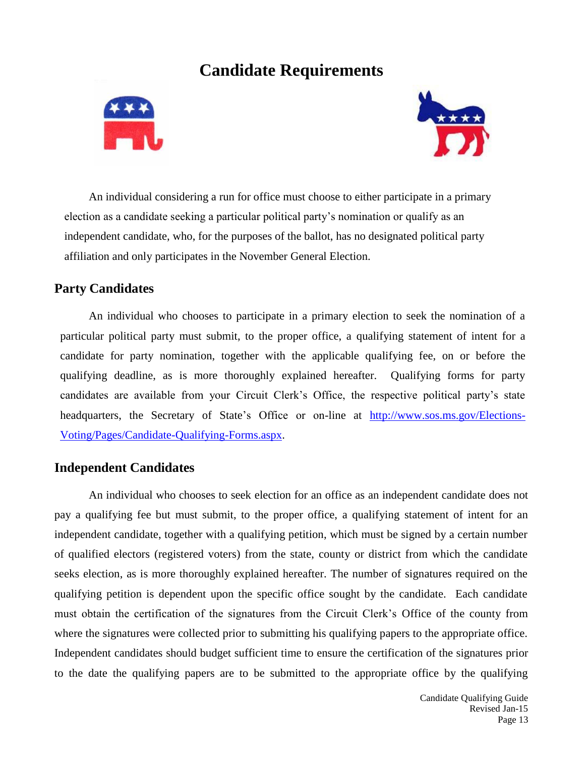# Candidate Requirements

An individual considering a run for office must choose to either participate in a primary election as a candidate seeking a particular political party's nomination or qualify as an independent candidate, who, for the purposes of the ballot, has no designated political party affiliation and only participates in the November General Election.

## Party Candidates

An individual who chooses to participate in a primary election to seek the nomination of a particular political party must submit, to the proper office, a qualifying statement of intent for a candidate for party nomination, together with the applicable qualifying fee, on or before the qualifying deadline, as is more thoroughly explained hereafter. Qualifying forms for party candidates are available from your Circuit Clerk's Office, the respective political party's state headquarters, the Secretary of State's Office or on-line at [http://www.sos.ms.gov/Elections-Voting/Pages/Candidate-Qualifying-Forms.aspx](http://www.sos.ms.gov/Elections-Voting/Pages/Candidate-Qualifying-Forms.aspx).

## Independent Candidates

An individual who chooses to seek election for an office as an independent candidate does not pay a qualifying fee but must submit, to the proper office, a qualifying statement of intent for an independent candidate, together with a qualifying petition, which must be signed by a certain number of qualified electors (registered voters) from the state, county or district from which the candidate seeks election, as is more thoroughly explained hereafter. The number of signatures required on the qualifying petition is dependent upon the specific office sought by the candidate. Each candidate must obtain the certification of the signatures from the Circuit Clerk's Office of the county from where the signatures were collected prior to submitting his qualifying papers to the appropriate office. Independent candidates should budget sufficient time to ensure the certification of the signatures prior to the date the qualifying papers are to be submitted to the appropriate office by the qualifying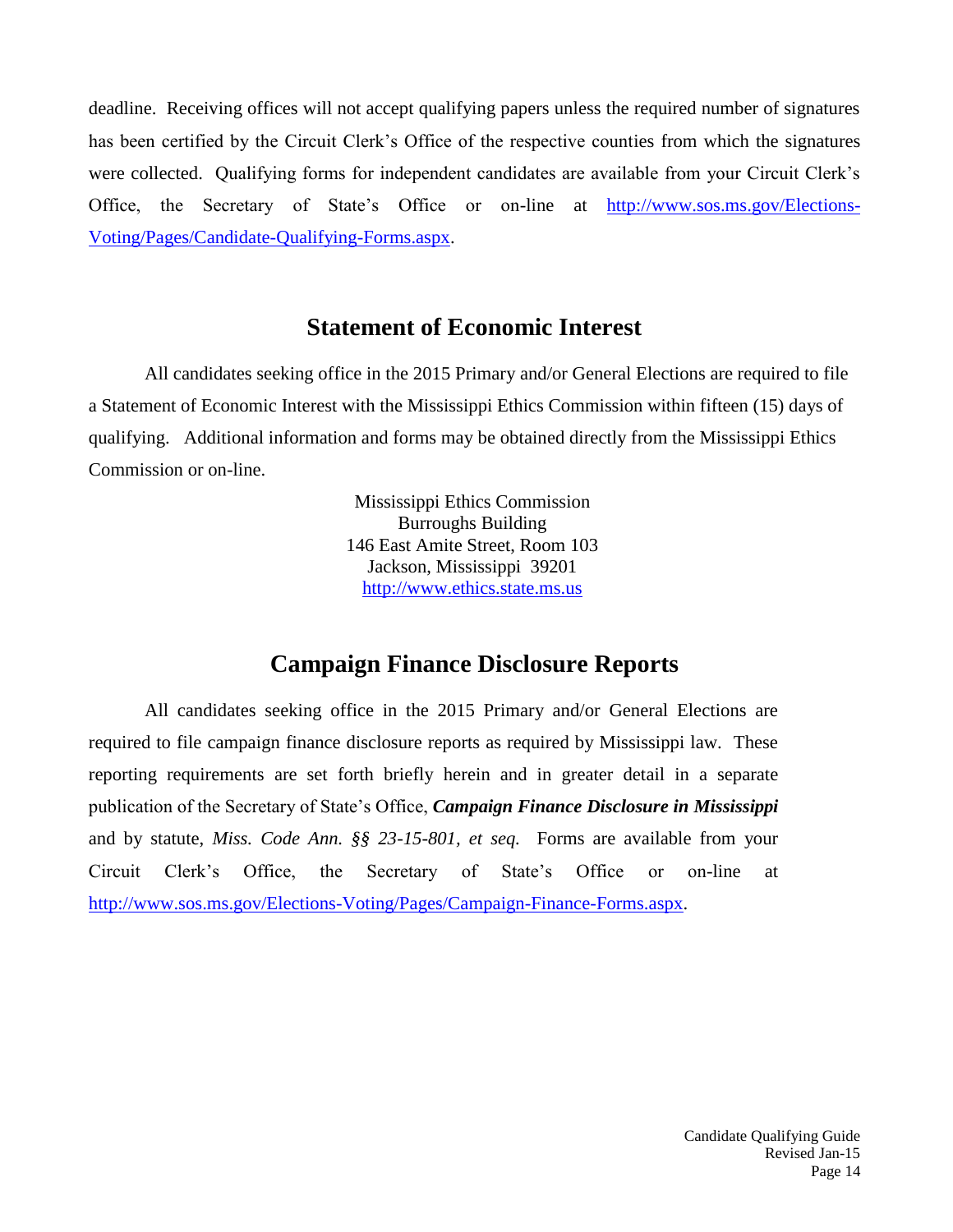deadline. Receiving offices will not accept qualifying papers unless the required number of signatures has been certified by the Circuit Clerk's Office of the respective counties from which the signatures were collected. Qualifying forms for independent candidates are available from your Circuit Clerk's Office, the Secretary of State's Office or on-line at http://www.sos.ms.gov/Elections-Voting/Pages/Candidate-Qualifying-Forms.aspx.

## Statement of Economic Interest

All candidates seeking office in the 2015 Primary and/or General Elections are required to file a Statement of Economic Interest with the Mississippi Ethics Commission within fifteen (15) days of qualifying. Additional information and forms may be obtained directly from the Mississippi Ethics Commission or on-line.

Mississippi Ethics Commission
Burroughs Building
146 East Amite Street, Room 103
Jackson, Mississippi 39201
http://www.ethics.state.ms.us

## Campaign Finance Disclosure Reports

All candidates seeking office in the 2015 Primary and/or General Elections are required to file campaign finance disclosure reports as required by Mississippi law. These reporting requirements are set forth briefly herein and in greater detail in a separate publication of the Secretary of State's Office, ***Campaign Finance Disclosure in Mississippi*** and by statute, *Miss. Code Ann. §§ 23-15-801, et seq.* Forms are available from your Circuit Clerk's Office, the Secretary of State's Office or on-line at http://www.sos.ms.gov/Elections-Voting/Pages/Campaign-Finance-Forms.aspx.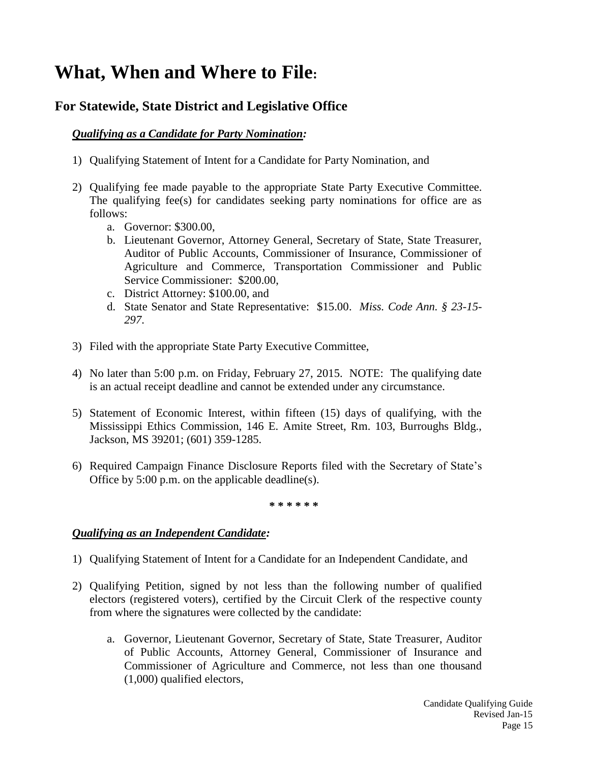# What, When and Where to File:

## For Statewide, State District and Legislative Office

***Qualifying as a Candidate for Party Nomination:***

1) Qualifying Statement of Intent for a Candidate for Party Nomination, and

2) Qualifying fee made payable to the appropriate State Party Executive Committee. The qualifying fee(s) for candidates seeking party nominations for office are as follows:
   a. Governor: $300.00,
   b. Lieutenant Governor, Attorney General, Secretary of State, State Treasurer, Auditor of Public Accounts, Commissioner of Insurance, Commissioner of Agriculture and Commerce, Transportation Commissioner and Public Service Commissioner: $200.00,
   c. District Attorney: $100.00, and
   d. State Senator and State Representative: $15.00. *Miss. Code Ann. § 23-15-297.*

3) Filed with the appropriate State Party Executive Committee,

4) No later than 5:00 p.m. on Friday, February 27, 2015. NOTE: The qualifying date is an actual receipt deadline and cannot be extended under any circumstance.

5) Statement of Economic Interest, within fifteen (15) days of qualifying, with the Mississippi Ethics Commission, 146 E. Amite Street, Rm. 103, Burroughs Bldg., Jackson, MS 39201; (601) 359-1285.

6) Required Campaign Finance Disclosure Reports filed with the Secretary of State's Office by 5:00 p.m. on the applicable deadline(s).

\* \* \* \* \* \*

***Qualifying as an Independent Candidate:***

1) Qualifying Statement of Intent for a Candidate for an Independent Candidate, and

2) Qualifying Petition, signed by not less than the following number of qualified electors (registered voters), certified by the Circuit Clerk of the respective county from where the signatures were collected by the candidate:

   a. Governor, Lieutenant Governor, Secretary of State, State Treasurer, Auditor of Public Accounts, Attorney General, Commissioner of Insurance and Commissioner of Agriculture and Commerce, not less than one thousand (1,000) qualified electors,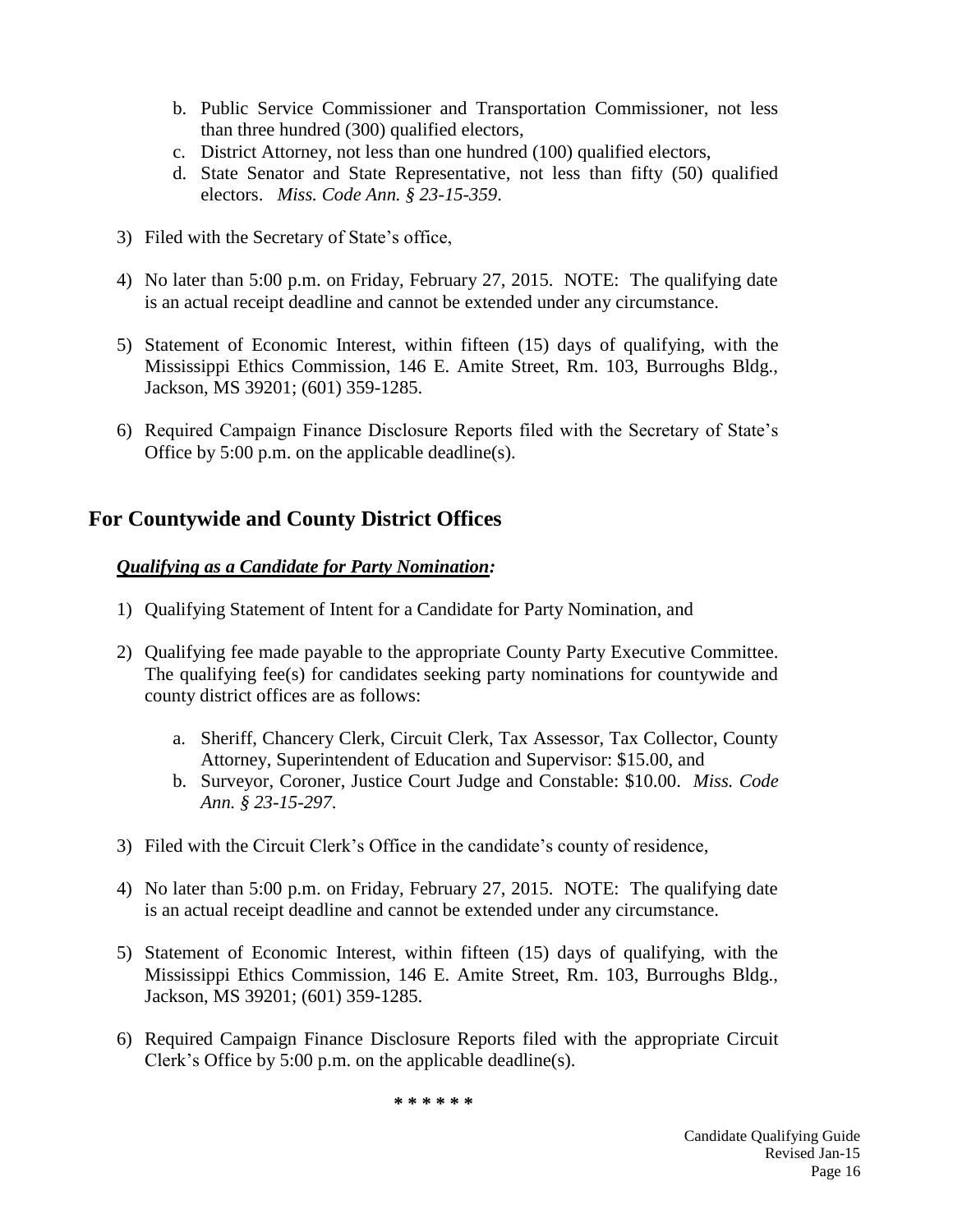b. Public Service Commissioner and Transportation Commissioner, not less than three hundred (300) qualified electors,
   c. District Attorney, not less than one hundred (100) qualified electors,
   d. State Senator and State Representative, not less than fifty (50) qualified electors. *Miss. Code Ann. § 23-15-359*.

3) Filed with the Secretary of State's office,

4) No later than 5:00 p.m. on Friday, February 27, 2015. NOTE: The qualifying date is an actual receipt deadline and cannot be extended under any circumstance.

5) Statement of Economic Interest, within fifteen (15) days of qualifying, with the Mississippi Ethics Commission, 146 E. Amite Street, Rm. 103, Burroughs Bldg., Jackson, MS 39201; (601) 359-1285.

6) Required Campaign Finance Disclosure Reports filed with the Secretary of State's Office by 5:00 p.m. on the applicable deadline(s).

## For Countywide and County District Offices

***<u>Qualifying as a Candidate for Party Nomination</u>:***

1) Qualifying Statement of Intent for a Candidate for Party Nomination, and

2) Qualifying fee made payable to the appropriate County Party Executive Committee. The qualifying fee(s) for candidates seeking party nominations for countywide and county district offices are as follows:

   a. Sheriff, Chancery Clerk, Circuit Clerk, Tax Assessor, Tax Collector, County Attorney, Superintendent of Education and Supervisor: $15.00, and
   b. Surveyor, Coroner, Justice Court Judge and Constable: $10.00. *Miss. Code Ann. § 23-15-297*.

3) Filed with the Circuit Clerk's Office in the candidate's county of residence,

4) No later than 5:00 p.m. on Friday, February 27, 2015. NOTE: The qualifying date is an actual receipt deadline and cannot be extended under any circumstance.

5) Statement of Economic Interest, within fifteen (15) days of qualifying, with the Mississippi Ethics Commission, 146 E. Amite Street, Rm. 103, Burroughs Bldg., Jackson, MS 39201; (601) 359-1285.

6) Required Campaign Finance Disclosure Reports filed with the appropriate Circuit Clerk's Office by 5:00 p.m. on the applicable deadline(s).

* * * * * *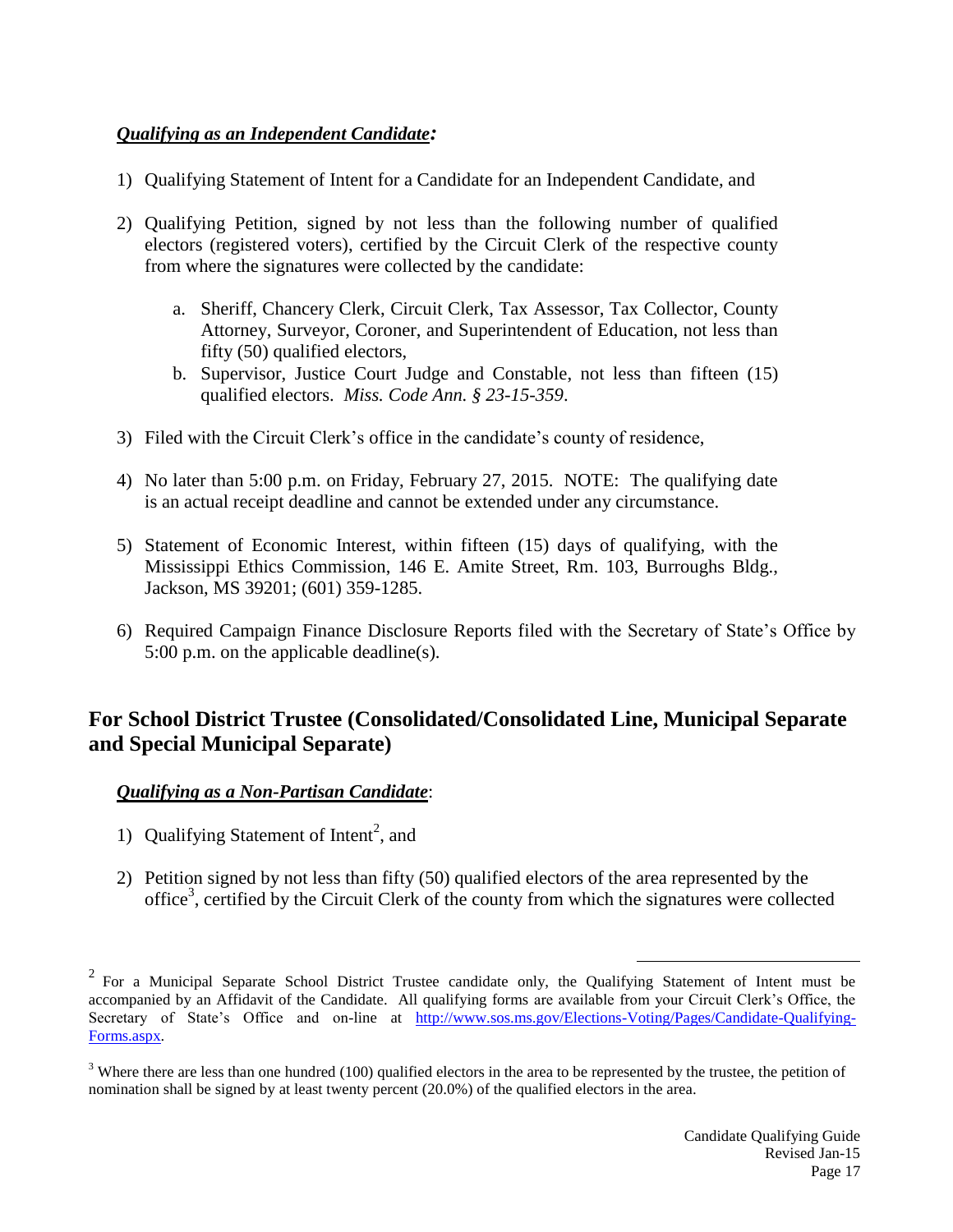***Qualifying as an Independent Candidate:***

1) Qualifying Statement of Intent for a Candidate for an Independent Candidate, and

2) Qualifying Petition, signed by not less than the following number of qualified electors (registered voters), certified by the Circuit Clerk of the respective county from where the signatures were collected by the candidate:

   a. Sheriff, Chancery Clerk, Circuit Clerk, Tax Assessor, Tax Collector, County Attorney, Surveyor, Coroner, and Superintendent of Education, not less than fifty (50) qualified electors,
   
   b. Supervisor, Justice Court Judge and Constable, not less than fifteen (15) qualified electors. *Miss. Code Ann. § 23-15-359*.

3) Filed with the Circuit Clerk's office in the candidate's county of residence,

4) No later than 5:00 p.m. on Friday, February 27, 2015. NOTE: The qualifying date is an actual receipt deadline and cannot be extended under any circumstance.

5) Statement of Economic Interest, within fifteen (15) days of qualifying, with the Mississippi Ethics Commission, 146 E. Amite Street, Rm. 103, Burroughs Bldg., Jackson, MS 39201; (601) 359-1285.

6) Required Campaign Finance Disclosure Reports filed with the Secretary of State's Office by 5:00 p.m. on the applicable deadline(s).

## For School District Trustee (Consolidated/Consolidated Line, Municipal Separate and Special Municipal Separate)

***Qualifying as a Non-Partisan Candidate***:

1) Qualifying Statement of Intent[2], and

2) Petition signed by not less than fifty (50) qualified electors of the area represented by the office[3], certified by the Circuit Clerk of the county from which the signatures were collected

---

[2] For a Municipal Separate School District Trustee candidate only, the Qualifying Statement of Intent must be accompanied by an Affidavit of the Candidate. All qualifying forms are available from your Circuit Clerk's Office, the Secretary of State's Office and on-line at http://www.sos.ms.gov/Elections-Voting/Pages/Candidate-Qualifying-Forms.aspx.

[3] Where there are less than one hundred (100) qualified electors in the area to be represented by the trustee, the petition of nomination shall be signed by at least twenty percent (20.0%) of the qualified electors in the area.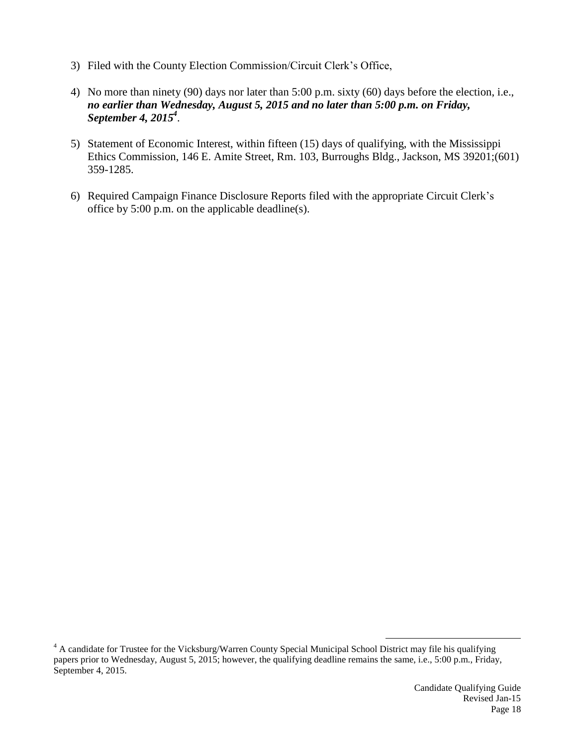3) Filed with the County Election Commission/Circuit Clerk's Office,

4) No more than ninety (90) days nor later than 5:00 p.m. sixty (60) days before the election, i.e., ***no earlier than Wednesday, August 5, 2015 and no later than 5:00 p.m. on Friday, September 4, 2015***[4].

5) Statement of Economic Interest, within fifteen (15) days of qualifying, with the Mississippi Ethics Commission, 146 E. Amite Street, Rm. 103, Burroughs Bldg., Jackson, MS 39201;(601) 359-1285.

6) Required Campaign Finance Disclosure Reports filed with the appropriate Circuit Clerk's office by 5:00 p.m. on the applicable deadline(s).

---

[4] A candidate for Trustee for the Vicksburg/Warren County Special Municipal School District may file his qualifying papers prior to Wednesday, August 5, 2015; however, the qualifying deadline remains the same, i.e., 5:00 p.m., Friday, September 4, 2015.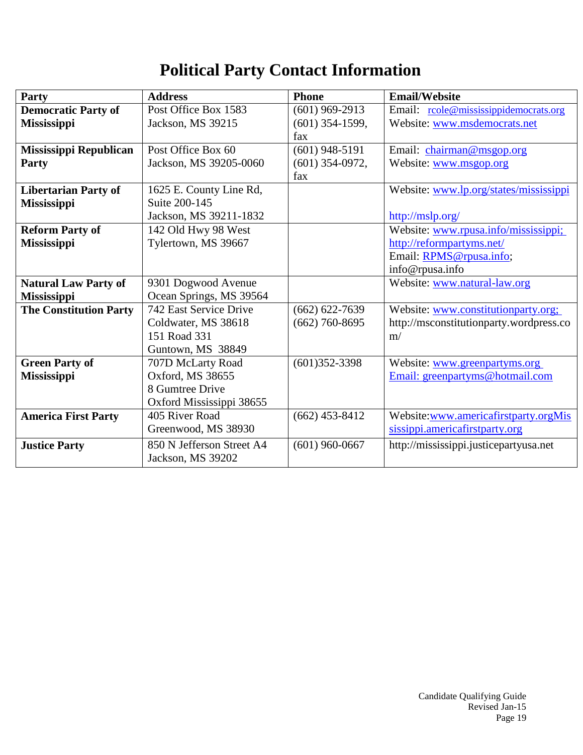# Political Party Contact Information

| Party | Address | Phone | Email/Website |
|---|---|---|---|
| **Democratic Party of Mississippi** | Post Office Box 1583<br>Jackson, MS 39215 | (601) 969-2913<br>(601) 354-1599, fax | Email: rcole@mississippidemocrats.org<br>Website: www.msdemocrats.net |
| **Mississippi Republican Party** | Post Office Box 60<br>Jackson, MS 39205-0060 | (601) 948-5191<br>(601) 354-0972, fax | Email: chairman@msgop.org<br>Website: www.msgop.org |
| **Libertarian Party of Mississippi** | 1625 E. County Line Rd, Suite 200-145<br>Jackson, MS 39211-1832 | | Website: www.lp.org/states/mississippi<br><br>http://mslp.org/ |
| **Reform Party of Mississippi** | 142 Old Hwy 98 West<br>Tylertown, MS 39667 | | Website: www.rpusa.info/mississippi; http://reformpartyms.net/<br>Email: RPMS@rpusa.info; info@rpusa.info |
| **Natural Law Party of Mississippi** | 9301 Dogwood Avenue<br>Ocean Springs, MS 39564 | | Website: www.natural-law.org |
| **The Constitution Party** | 742 East Service Drive<br>Coldwater, MS 38618<br>151 Road 331<br>Guntown, MS 38849 | (662) 622-7639<br>(662) 760-8695 | Website: www.constitutionparty.org; http://msconstitutionparty.wordpress.com/ |
| **Green Party of Mississippi** | 707D McLarty Road<br>Oxford, MS 38655<br>8 Gumtree Drive<br>Oxford Mississippi 38655 | (601)352-3398 | Website: www.greenpartyms.org<br>Email: greenpartyms@hotmail.com |
| **America First Party** | 405 River Road<br>Greenwood, MS 38930 | (662) 453-8412 | Website:www.americafirstparty.orgMississippi.americafirstparty.org |
| **Justice Party** | 850 N Jefferson Street A4<br>Jackson, MS 39202 | (601) 960-0667 | http://mississippi.justicepartyusa.net |

Candidate Qualifying Guide
Revised Jan-15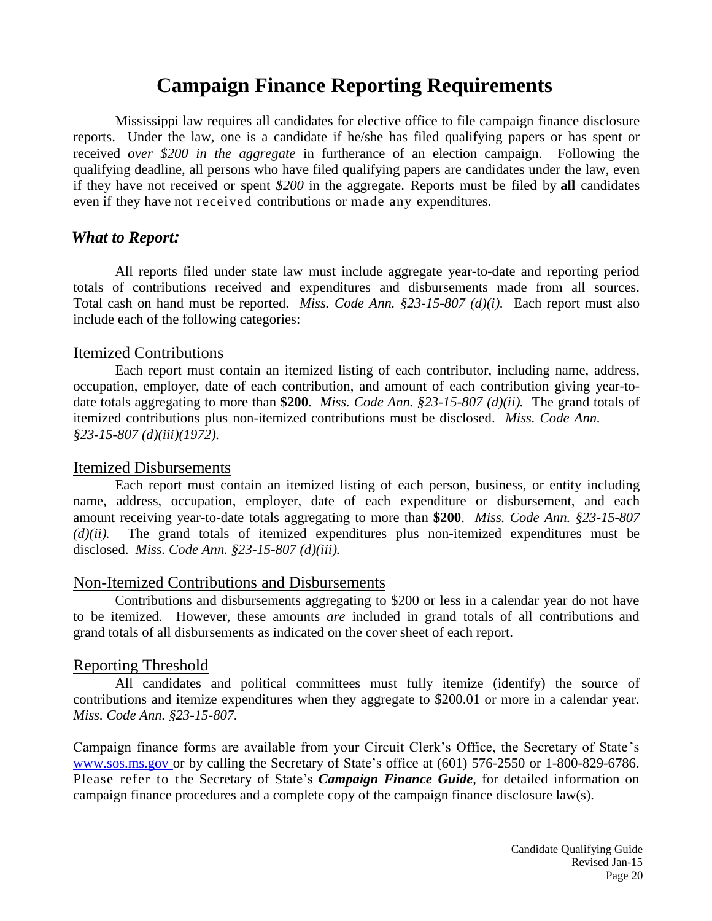# Campaign Finance Reporting Requirements

Mississippi law requires all candidates for elective office to file campaign finance disclosure reports. Under the law, one is a candidate if he/she has filed qualifying papers or has spent or received *over $200 in the aggregate* in furtherance of an election campaign. Following the qualifying deadline, all persons who have filed qualifying papers are candidates under the law, even if they have not received or spent *$200* in the aggregate. Reports must be filed by **all** candidates even if they have not received contributions or made any expenditures.

## *What to Report:*

All reports filed under state law must include aggregate year-to-date and reporting period totals of contributions received and expenditures and disbursements made from all sources. Total cash on hand must be reported. *Miss. Code Ann. §23-15-807 (d)(i).* Each report must also include each of the following categories:

### Itemized Contributions

Each report must contain an itemized listing of each contributor, including name, address, occupation, employer, date of each contribution, and amount of each contribution giving year-to-date totals aggregating to more than **$200**. *Miss. Code Ann. §23-15-807 (d)(ii).* The grand totals of itemized contributions plus non-itemized contributions must be disclosed. *Miss. Code Ann. §23-15-807 (d)(iii)(1972).*

### Itemized Disbursements

Each report must contain an itemized listing of each person, business, or entity including name, address, occupation, employer, date of each expenditure or disbursement, and each amount receiving year-to-date totals aggregating to more than **$200**. *Miss. Code Ann. §23-15-807 (d)(ii).* The grand totals of itemized expenditures plus non-itemized expenditures must be disclosed. *Miss. Code Ann. §23-15-807 (d)(iii).*

### Non-Itemized Contributions and Disbursements

Contributions and disbursements aggregating to $200 or less in a calendar year do not have to be itemized. However, these amounts *are* included in grand totals of all contributions and grand totals of all disbursements as indicated on the cover sheet of each report.

### Reporting Threshold

All candidates and political committees must fully itemize (identify) the source of contributions and itemize expenditures when they aggregate to $200.01 or more in a calendar year. *Miss. Code Ann. §23-15-807.*

Campaign finance forms are available from your Circuit Clerk's Office, the Secretary of State's www.sos.ms.gov or by calling the Secretary of State's office at (601) 576-2550 or 1-800-829-6786. Please refer to the Secretary of State's ***Campaign Finance Guide***, for detailed information on campaign finance procedures and a complete copy of the campaign finance disclosure law(s).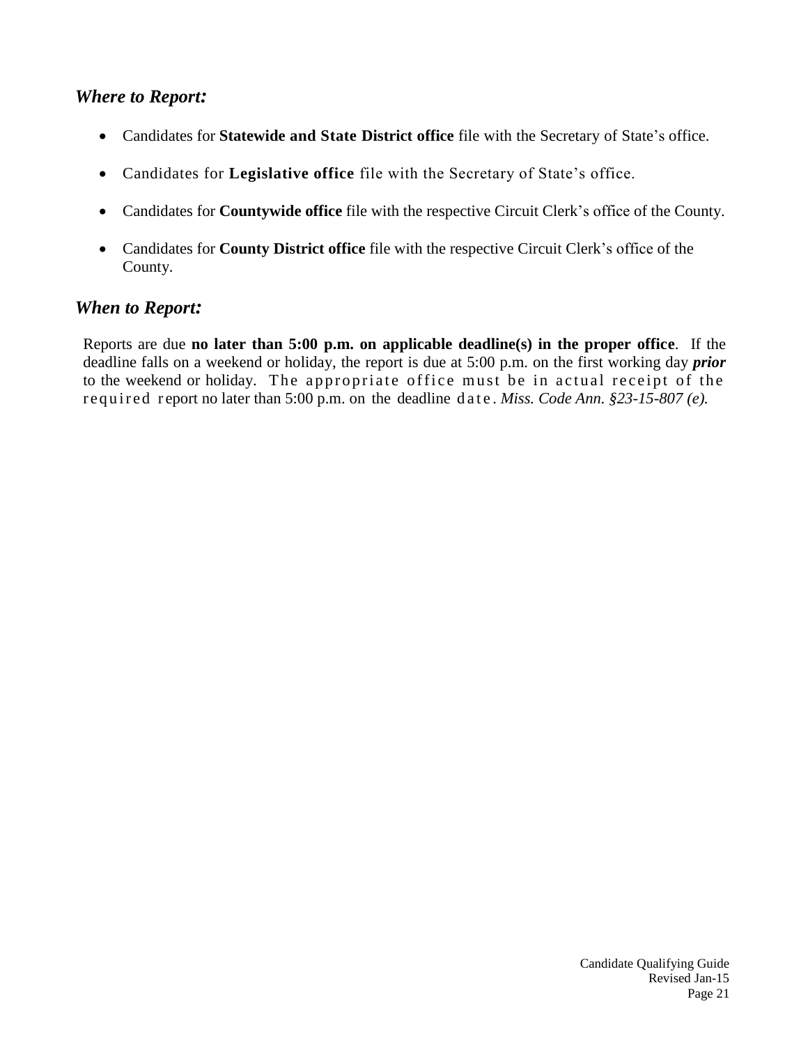## *Where to Report:*

- Candidates for **Statewide and State District office** file with the Secretary of State's office.
- Candidates for **Legislative office** file with the Secretary of State's office.
- Candidates for **Countywide office** file with the respective Circuit Clerk's office of the County.
- Candidates for **County District office** file with the respective Circuit Clerk's office of the County.

## *When to Report:*

Reports are due **no later than 5:00 p.m. on applicable deadline(s) in the proper office**. If the deadline falls on a weekend or holiday, the report is due at 5:00 p.m. on the first working day ***prior*** to the weekend or holiday. The appropriate office must be in actual receipt of the required report no later than 5:00 p.m. on the deadline date. *Miss. Code Ann. §23-15-807 (e).*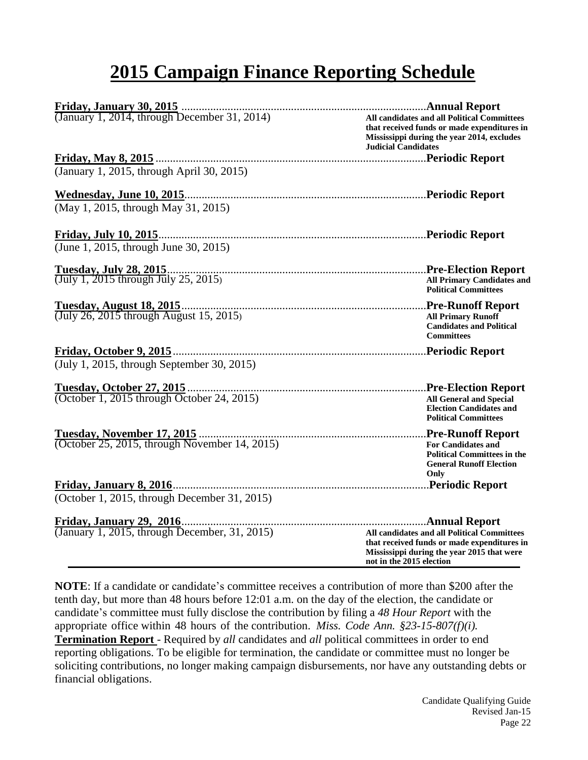# 2015 Campaign Finance Reporting Schedule

| Date / Period | Report |
|---|---|
| **Friday, January 30, 2015** (January 1, 2014, through December 31, 2014) | **Annual Report** — All candidates and all Political Committees that received funds or made expenditures in Mississippi during the year 2014, excludes Judicial Candidates |
| **Friday, May 8, 2015** (January 1, 2015, through April 30, 2015) | **Periodic Report** |
| **Wednesday, June 10, 2015** (May 1, 2015, through May 31, 2015) | **Periodic Report** |
| **Friday, July 10, 2015** (June 1, 2015, through June 30, 2015) | **Periodic Report** |
| **Tuesday, July 28, 2015** (July 1, 2015 through July 25, 2015) | **Pre-Election Report** — All Primary Candidates and Political Committees |
| **Tuesday, August 18, 2015** (July 26, 2015 through August 15, 2015) | **Pre-Runoff Report** — All Primary Runoff Candidates and Political Committees |
| **Friday, October 9, 2015** (July 1, 2015, through September 30, 2015) | **Periodic Report** |
| **Tuesday, October 27, 2015** (October 1, 2015 through October 24, 2015) | **Pre-Election Report** — All General and Special Election Candidates and Political Committees |
| **Tuesday, November 17, 2015** (October 25, 2015, through November 14, 2015) | **Pre-Runoff Report** — For Candidates and Political Committees in the General Runoff Election Only |
| **Friday, January 8, 2016** (October 1, 2015, through December 31, 2015) | **Periodic Report** |
| **Friday, January 29, 2016** (January 1, 2015, through December, 31, 2015) | **Annual Report** — All candidates and all Political Committees that received funds or made expenditures in Mississippi during the year 2015 that were not in the 2015 election |

**NOTE**: If a candidate or candidate's committee receives a contribution of more than $200 after the tenth day, but more than 48 hours before 12:01 a.m. on the day of the election, the candidate or candidate's committee must fully disclose the contribution by filing a *48 Hour Report* with the appropriate office within 48 hours of the contribution. *Miss. Code Ann. §23-15-807(f)(i).*

**Termination Report** - Required by *all* candidates and *all* political committees in order to end reporting obligations. To be eligible for termination, the candidate or committee must no longer be soliciting contributions, no longer making campaign disbursements, nor have any outstanding debts or financial obligations.

Candidate Qualifying Guide
Revised Jan-15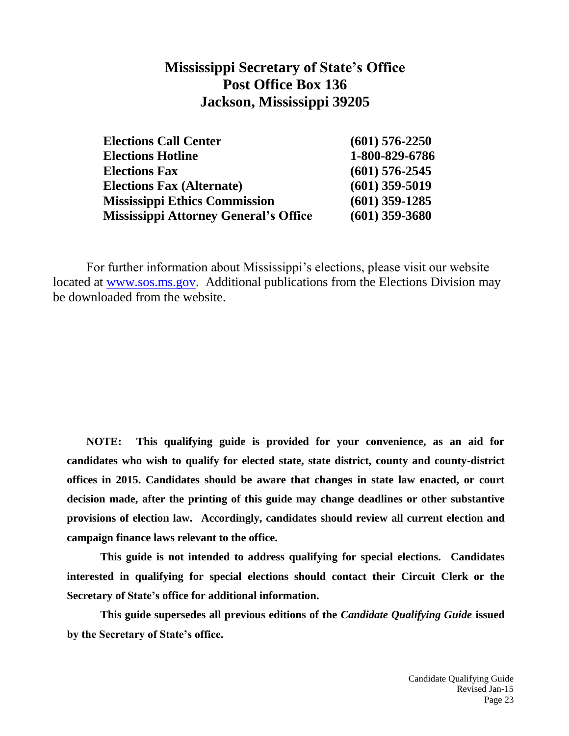# Mississippi Secretary of State's Office
# Post Office Box 136
# Jackson, Mississippi 39205

| | |
|---|---|
| **Elections Call Center** | **(601) 576-2250** |
| **Elections Hotline** | **1-800-829-6786** |
| **Elections Fax** | **(601) 576-2545** |
| **Elections Fax (Alternate)** | **(601) 359-5019** |
| **Mississippi Ethics Commission** | **(601) 359-1285** |
| **Mississippi Attorney General's Office** | **(601) 359-3680** |

For further information about Mississippi's elections, please visit our website located at www.sos.ms.gov. Additional publications from the Elections Division may be downloaded from the website.

**NOTE: This qualifying guide is provided for your convenience, as an aid for candidates who wish to qualify for elected state, state district, county and county-district offices in 2015. Candidates should be aware that changes in state law enacted, or court decision made, after the printing of this guide may change deadlines or other substantive provisions of election law. Accordingly, candidates should review all current election and campaign finance laws relevant to the office.**

**This guide is not intended to address qualifying for special elections. Candidates interested in qualifying for special elections should contact their Circuit Clerk or the Secretary of State's office for additional information.**

**This guide supersedes all previous editions of the *Candidate Qualifying Guide* issued by the Secretary of State's office.**